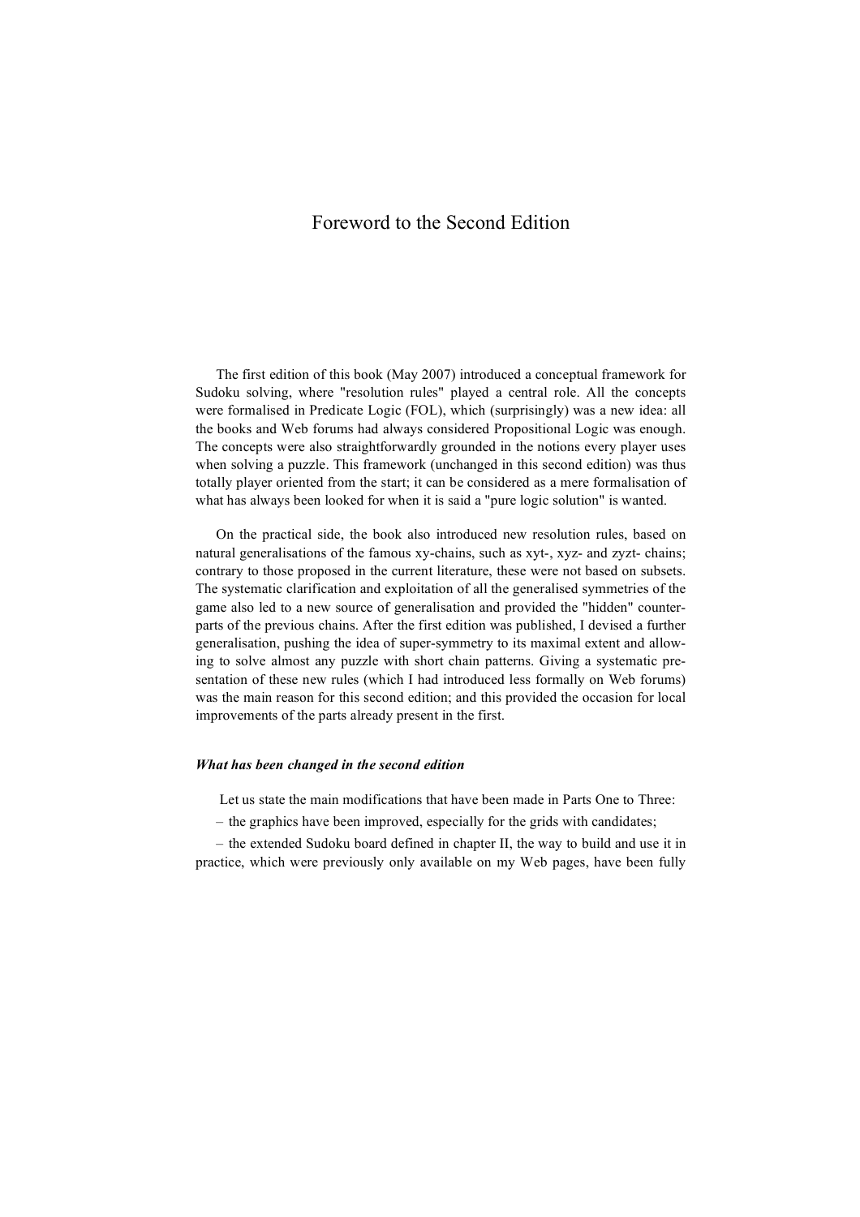# Foreword to the Second Edition

The first edition of this book (May 2007) introduced a conceptual framework for Sudoku solving, where "resolution rules" played a central role. All the concepts were formalised in Predicate Logic (FOL), which (surprisingly) was a new idea: all the books and Web forums had always considered Propositional Logic was enough. The concepts were also straightforwardly grounded in the notions every player uses when solving a puzzle. This framework (unchanged in this second edition) was thus totally player oriented from the start; it can be considered as a mere formalisation of what has always been looked for when it is said a "pure logic solution" is wanted.

On the practical side, the book also introduced new resolution rules, based on natural generalisations of the famous xy-chains, such as xyt-, xyz- and zyzt- chains; contrary to those proposed in the current literature, these were not based on subsets. The systematic clarification and exploitation of all the generalised symmetries of the game also led to a new source of generalisation and provided the "hidden" counterparts of the previous chains. After the first edition was published, I devised a further generalisation, pushing the idea of super-symmetry to its maximal extent and allowing to solve almost any puzzle with short chain patterns. Giving a systematic presentation of these new rules (which I had introduced less formally on Web forums) was the main reason for this second edition; and this provided the occasion for local improvements of the parts already present in the first.

***What has been changed in the second edition***

Let us state the main modifications that have been made in Parts One to Three:

– the graphics have been improved, especially for the grids with candidates;

– the extended Sudoku board defined in chapter II, the way to build and use it in practice, which were previously only available on my Web pages, have been fully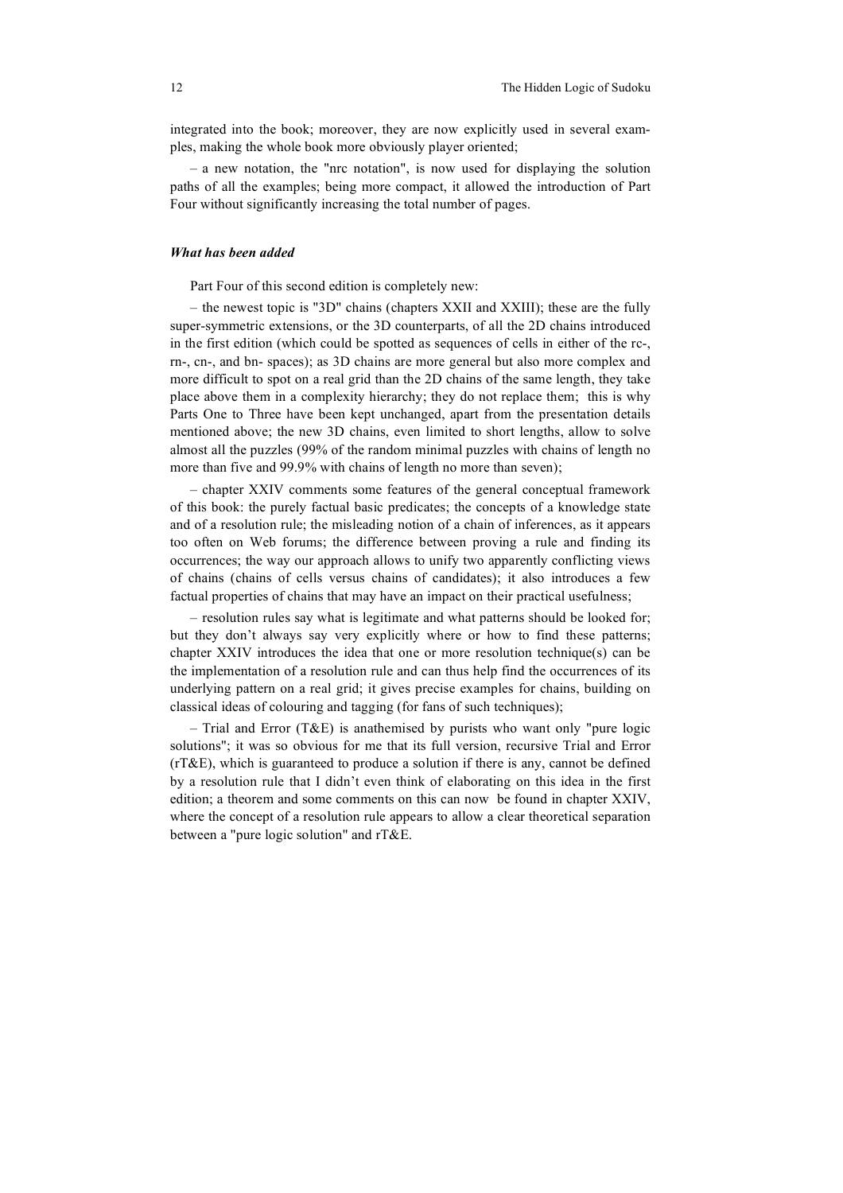integrated into the book; moreover, they are now explicitly used in several examples, making the whole book more obviously player oriented;

– a new notation, the "nrc notation", is now used for displaying the solution paths of all the examples; being more compact, it allowed the introduction of Part Four without significantly increasing the total number of pages.

### *What has been added*

Part Four of this second edition is completely new:

– the newest topic is "3D" chains (chapters XXII and XXIII); these are the fully super-symmetric extensions, or the 3D counterparts, of all the 2D chains introduced in the first edition (which could be spotted as sequences of cells in either of the rc-, rn-, cn-, and bn- spaces); as 3D chains are more general but also more complex and more difficult to spot on a real grid than the 2D chains of the same length, they take place above them in a complexity hierarchy; they do not replace them; this is why Parts One to Three have been kept unchanged, apart from the presentation details mentioned above; the new 3D chains, even limited to short lengths, allow to solve almost all the puzzles (99% of the random minimal puzzles with chains of length no more than five and 99.9% with chains of length no more than seven);

– chapter XXIV comments some features of the general conceptual framework of this book: the purely factual basic predicates; the concepts of a knowledge state and of a resolution rule; the misleading notion of a chain of inferences, as it appears too often on Web forums; the difference between proving a rule and finding its occurrences; the way our approach allows to unify two apparently conflicting views of chains (chains of cells versus chains of candidates); it also introduces a few factual properties of chains that may have an impact on their practical usefulness;

– resolution rules say what is legitimate and what patterns should be looked for; but they don't always say very explicitly where or how to find these patterns; chapter XXIV introduces the idea that one or more resolution technique(s) can be the implementation of a resolution rule and can thus help find the occurrences of its underlying pattern on a real grid; it gives precise examples for chains, building on classical ideas of colouring and tagging (for fans of such techniques);

– Trial and Error (T&E) is anathemised by purists who want only "pure logic solutions"; it was so obvious for me that its full version, recursive Trial and Error (rT&E), which is guaranteed to produce a solution if there is any, cannot be defined by a resolution rule that I didn't even think of elaborating on this idea in the first edition; a theorem and some comments on this can now be found in chapter XXIV, where the concept of a resolution rule appears to allow a clear theoretical separation between a "pure logic solution" and rT&E.